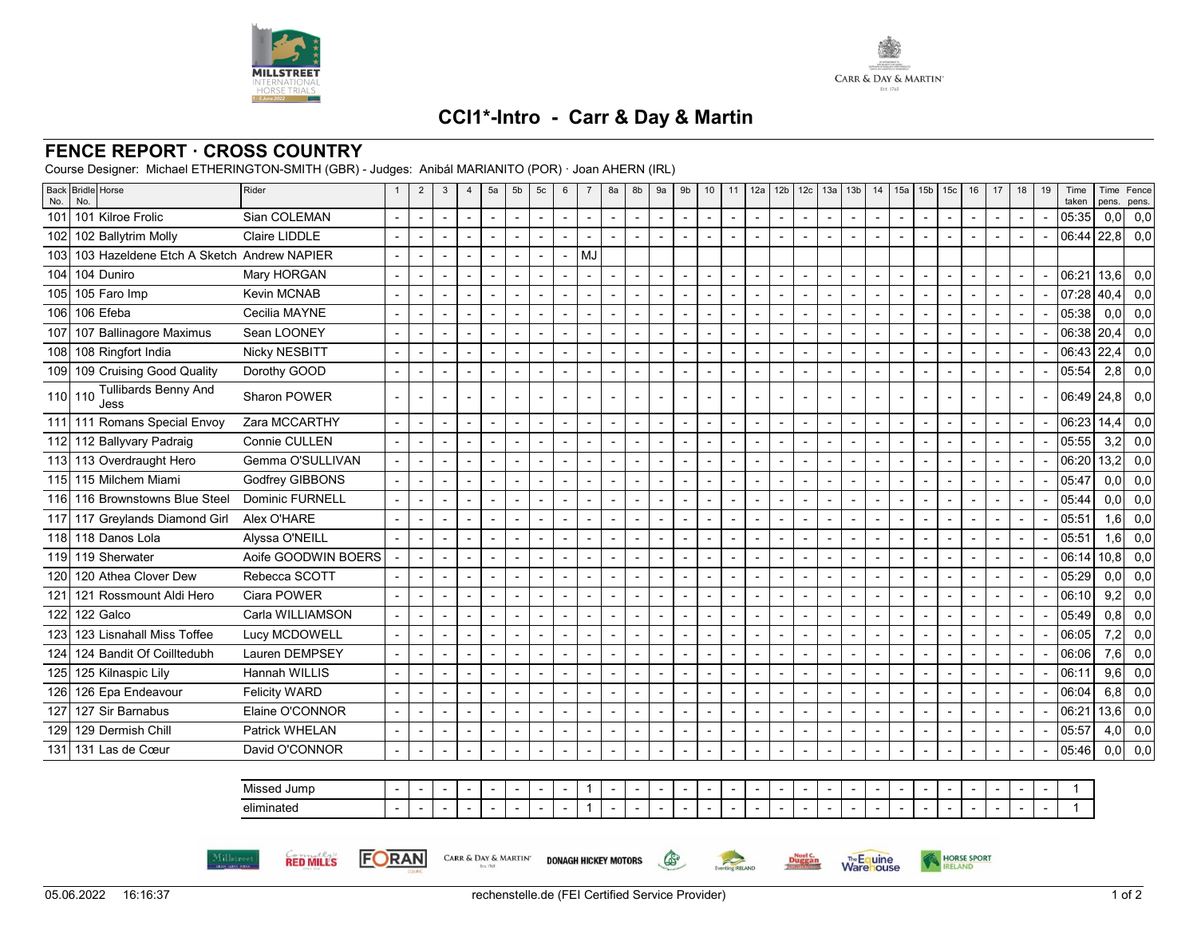# CCI1*-Intro - Carr & Day & Martin

## FENCE REPORT · CROSS COUNTRY

Course Designer: Michael ETHERINGTON-SMITH (GBR) - Judges: Anibál MARIANITO (POR) · Joan AHERN (IRL)

| Back No. | Bridle No. | Horse | Rider | 1 | 2 | 3 | 4 | 5a | 5b | 5c | 6 | 7 | 8a | 8b | 9a | 9b | 10 | 11 | 12a | 12b | 12c | 13a | 13b | 14 | 15a | 15b | 15c | 16 | 17 | 18 | 19 | Time taken | Time pens. | Fence pens. |
|---|---|---|---|---|---|---|---|---|---|---|---|---|---|---|---|---|---|---|---|---|---|---|---|---|---|---|---|---|---|---|---|---|---|---|
| 101 | 101 | Kilroe Frolic | Sian COLEMAN | - | - | - | - | - | - | - | - | - | - | - | - | - | - | - | - | - | - | - | - | - | - | - | - | - | - | - | - | 05:35 | 0,0 | 0,0 |
| 102 | 102 | Ballytrim Molly | Claire LIDDLE | - | - | - | - | - | - | - | - | - | - | - | - | - | - | - | - | - | - | - | - | - | - | - | - | - | - | - | - | 06:44 | 22,8 | 0,0 |
| 103 | 103 | Hazeldene Etch A Sketch | Andrew NAPIER | - | - | - | - | - | - | - | - | MJ | | | | | | | | | | | | | | | | | | | | | | |
| 104 | 104 | Duniro | Mary HORGAN | - | - | - | - | - | - | - | - | - | - | - | - | - | - | - | - | - | - | - | - | - | - | - | - | - | - | - | - | 06:21 | 13,6 | 0,0 |
| 105 | 105 | Faro Imp | Kevin MCNAB | - | - | - | - | - | - | - | - | - | - | - | - | - | - | - | - | - | - | - | - | - | - | - | - | - | - | - | - | 07:28 | 40,4 | 0,0 |
| 106 | 106 | Efeba | Cecilia MAYNE | - | - | - | - | - | - | - | - | - | - | - | - | - | - | - | - | - | - | - | - | - | - | - | - | - | - | - | - | 05:38 | 0,0 | 0,0 |
| 107 | 107 | Ballinagore Maximus | Sean LOONEY | - | - | - | - | - | - | - | - | - | - | - | - | - | - | - | - | - | - | - | - | - | - | - | - | - | - | - | - | 06:38 | 20,4 | 0,0 |
| 108 | 108 | Ringfort India | Nicky NESBITT | - | - | - | - | - | - | - | - | - | - | - | - | - | - | - | - | - | - | - | - | - | - | - | - | - | - | - | - | 06:43 | 22,4 | 0,0 |
| 109 | 109 | Cruising Good Quality | Dorothy GOOD | - | - | - | - | - | - | - | - | - | - | - | - | - | - | - | - | - | - | - | - | - | - | - | - | - | - | - | - | 05:54 | 2,8 | 0,0 |
| 110 | 110 | Tullibards Benny And Jess | Sharon POWER | - | - | - | - | - | - | - | - | - | - | - | - | - | - | - | - | - | - | - | - | - | - | - | - | - | - | - | - | 06:49 | 24,8 | 0,0 |
| 111 | 111 | Romans Special Envoy | Zara MCCARTHY | - | - | - | - | - | - | - | - | - | - | - | - | - | - | - | - | - | - | - | - | - | - | - | - | - | - | - | - | 06:23 | 14,4 | 0,0 |
| 112 | 112 | Ballyvary Padraig | Connie CULLEN | - | - | - | - | - | - | - | - | - | - | - | - | - | - | - | - | - | - | - | - | - | - | - | - | - | - | - | - | 05:55 | 3,2 | 0,0 |
| 113 | 113 | Overdraught Hero | Gemma O'SULLIVAN | - | - | - | - | - | - | - | - | - | - | - | - | - | - | - | - | - | - | - | - | - | - | - | - | - | - | - | - | 06:20 | 13,2 | 0,0 |
| 115 | 115 | Milchem Miami | Godfrey GIBBONS | - | - | - | - | - | - | - | - | - | - | - | - | - | - | - | - | - | - | - | - | - | - | - | - | - | - | - | - | 05:47 | 0,0 | 0,0 |
| 116 | 116 | Brownstowns Blue Steel | Dominic FURNELL | - | - | - | - | - | - | - | - | - | - | - | - | - | - | - | - | - | - | - | - | - | - | - | - | - | - | - | - | 05:44 | 0,0 | 0,0 |
| 117 | 117 | Greylands Diamond Girl | Alex O'HARE | - | - | - | - | - | - | - | - | - | - | - | - | - | - | - | - | - | - | - | - | - | - | - | - | - | - | - | - | 05:51 | 1,6 | 0,0 |
| 118 | 118 | Danos Lola | Alyssa O'NEILL | - | - | - | - | - | - | - | - | - | - | - | - | - | - | - | - | - | - | - | - | - | - | - | - | - | - | - | - | 05:51 | 1,6 | 0,0 |
| 119 | 119 | Sherwater | Aoife GOODWIN BOERS | - | - | - | - | - | - | - | - | - | - | - | - | - | - | - | - | - | - | - | - | - | - | - | - | - | - | - | - | 06:14 | 10,8 | 0,0 |
| 120 | 120 | Athea Clover Dew | Rebecca SCOTT | - | - | - | - | - | - | - | - | - | - | - | - | - | - | - | - | - | - | - | - | - | - | - | - | - | - | - | - | 05:29 | 0,0 | 0,0 |
| 121 | 121 | Rossmount Aldi Hero | Ciara POWER | - | - | - | - | - | - | - | - | - | - | - | - | - | - | - | - | - | - | - | - | - | - | - | - | - | - | - | - | 06:10 | 9,2 | 0,0 |
| 122 | 122 | Galco | Carla WILLIAMSON | - | - | - | - | - | - | - | - | - | - | - | - | - | - | - | - | - | - | - | - | - | - | - | - | - | - | - | - | 05:49 | 0,8 | 0,0 |
| 123 | 123 | Lisnahall Miss Toffee | Lucy MCDOWELL | - | - | - | - | - | - | - | - | - | - | - | - | - | - | - | - | - | - | - | - | - | - | - | - | - | - | - | - | 06:05 | 7,2 | 0,0 |
| 124 | 124 | Bandit Of Coilltedubh | Lauren DEMPSEY | - | - | - | - | - | - | - | - | - | - | - | - | - | - | - | - | - | - | - | - | - | - | - | - | - | - | - | - | 06:06 | 7,6 | 0,0 |
| 125 | 125 | Kilnaspic Lily | Hannah WILLIS | - | - | - | - | - | - | - | - | - | - | - | - | - | - | - | - | - | - | - | - | - | - | - | - | - | - | - | - | 06:11 | 9,6 | 0,0 |
| 126 | 126 | Epa Endeavour | Felicity WARD | - | - | - | - | - | - | - | - | - | - | - | - | - | - | - | - | - | - | - | - | - | - | - | - | - | - | - | - | 06:04 | 6,8 | 0,0 |
| 127 | 127 | Sir Barnabus | Elaine O'CONNOR | - | - | - | - | - | - | - | - | - | - | - | - | - | - | - | - | - | - | - | - | - | - | - | - | - | - | - | - | 06:21 | 13,6 | 0,0 |
| 129 | 129 | Dermish Chill | Patrick WHELAN | - | - | - | - | - | - | - | - | - | - | - | - | - | - | - | - | - | - | - | - | - | - | - | - | - | - | - | - | 05:57 | 4,0 | 0,0 |
| 131 | 131 | Las de Cœur | David O'CONNOR | - | - | - | - | - | - | - | - | - | - | - | - | - | - | - | - | - | - | - | - | - | - | - | - | - | - | - | - | 05:46 | 0,0 | 0,0 |

| | 1 | 2 | 3 | 4 | 5a | 5b | 5c | 6 | 7 | 8a | 8b | 9a | 9b | 10 | 11 | 12a | 12b | 12c | 13a | 13b | 14 | 15a | 15b | 15c | 16 | 17 | 18 | 19 | Total |
|---|---|---|---|---|---|---|---|---|---|---|---|---|---|---|---|---|---|---|---|---|---|---|---|---|---|---|---|---|---|
| Missed Jump | - | - | - | - | - | - | - | - | 1 | - | - | - | - | - | - | - | - | - | - | - | - | - | - | - | - | - | - | - | 1 |
| eliminated | - | - | - | - | - | - | - | - | 1 | - | - | - | - | - | - | - | - | - | - | - | - | - | - | - | - | - | - | - | 1 |

05.06.2022 16:16:37 — rechenstelle.de (FEI Certified Service Provider)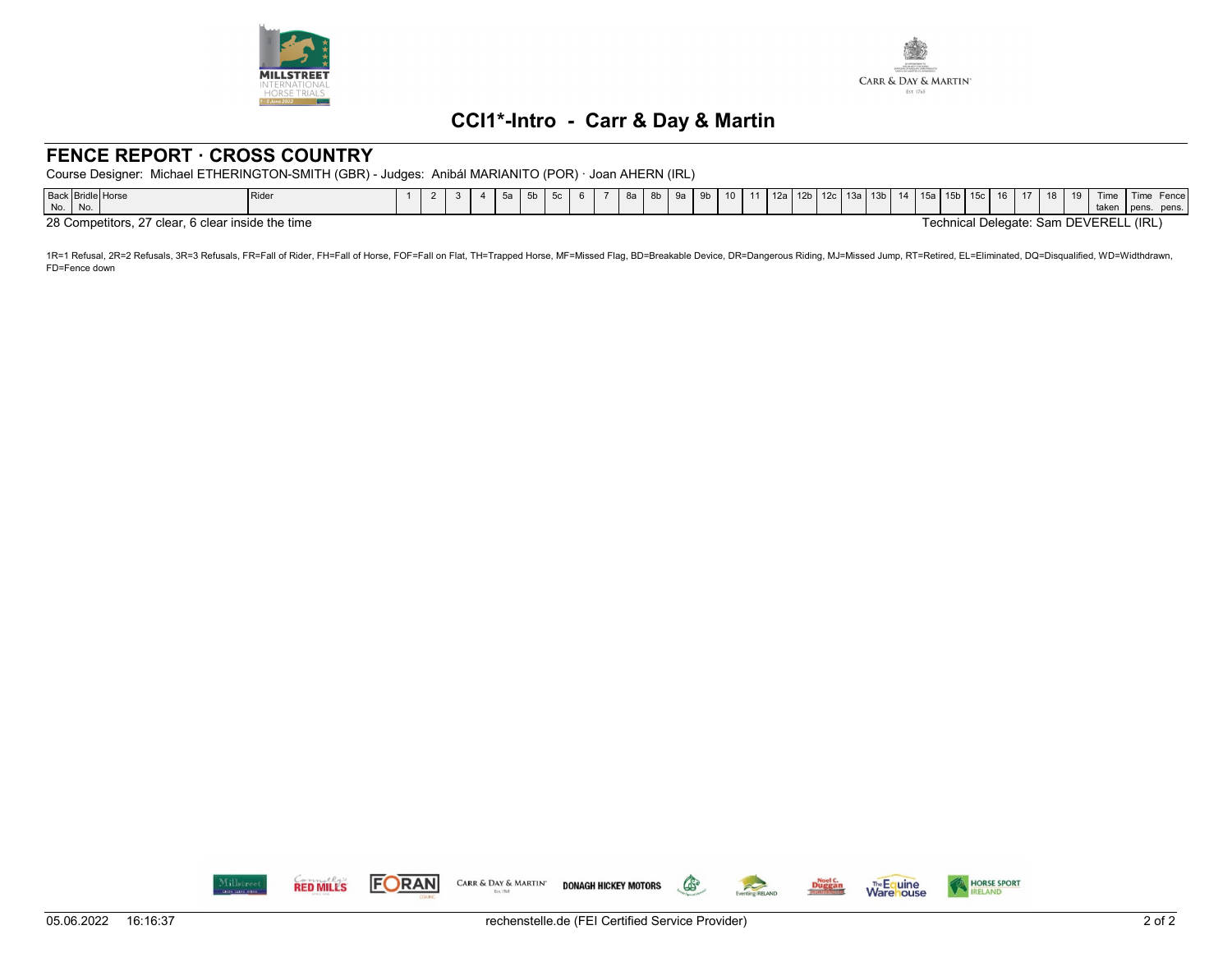## CCI1*-Intro - Carr & Day & Martin

## FENCE REPORT · CROSS COUNTRY

Course Designer: Michael ETHERINGTON-SMITH (GBR) - Judges: Anibál MARIANITO (POR) · Joan AHERN (IRL)

| Back No. | Bridle No. | Horse | Rider | 1 | 2 | 3 | 4 | 5a | 5b | 5c | 6 | 7 | 8a | 8b | 9a | 9b | 10 | 11 | 12a | 12b | 12c | 13a | 13b | 14 | 15a | 15b | 15c | 16 | 17 | 18 | 19 | Time taken | Time pens. | Fence pens. |
|---|---|---|---|---|---|---|---|---|---|---|---|---|---|---|---|---|---|---|---|---|---|---|---|---|---|---|---|---|---|---|---|---|---|---|

28 Competitors, 27 clear, 6 clear inside the time

Technical Delegate: Sam DEVERELL (IRL)

1R=1 Refusal, 2R=2 Refusals, 3R=3 Refusals, FR=Fall of Rider, FH=Fall of Horse, FOF=Fall on Flat, TH=Trapped Horse, MF=Missed Flag, BD=Breakable Device, DR=Dangerous Riding, MJ=Missed Jump, RT=Retired, EL=Eliminated, DQ=Disqualified, WD=Widthdrawn, FD=Fence down

05.06.2022 16:16:37 rechenstelle.de (FEI Certified Service Provider)